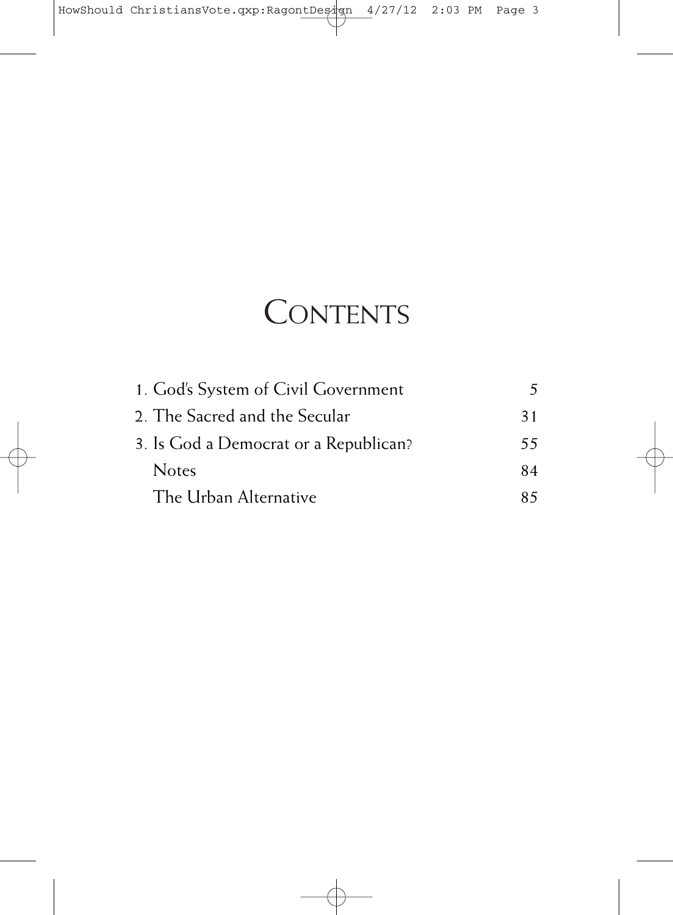# CONTENTS

| | |
|---|---|
| 1. God's System of Civil Government | 5 |
| 2. The Sacred and the Secular | 31 |
| 3. Is God a Democrat or a Republican? | 55 |
| Notes | 84 |
| The Urban Alternative | 85 |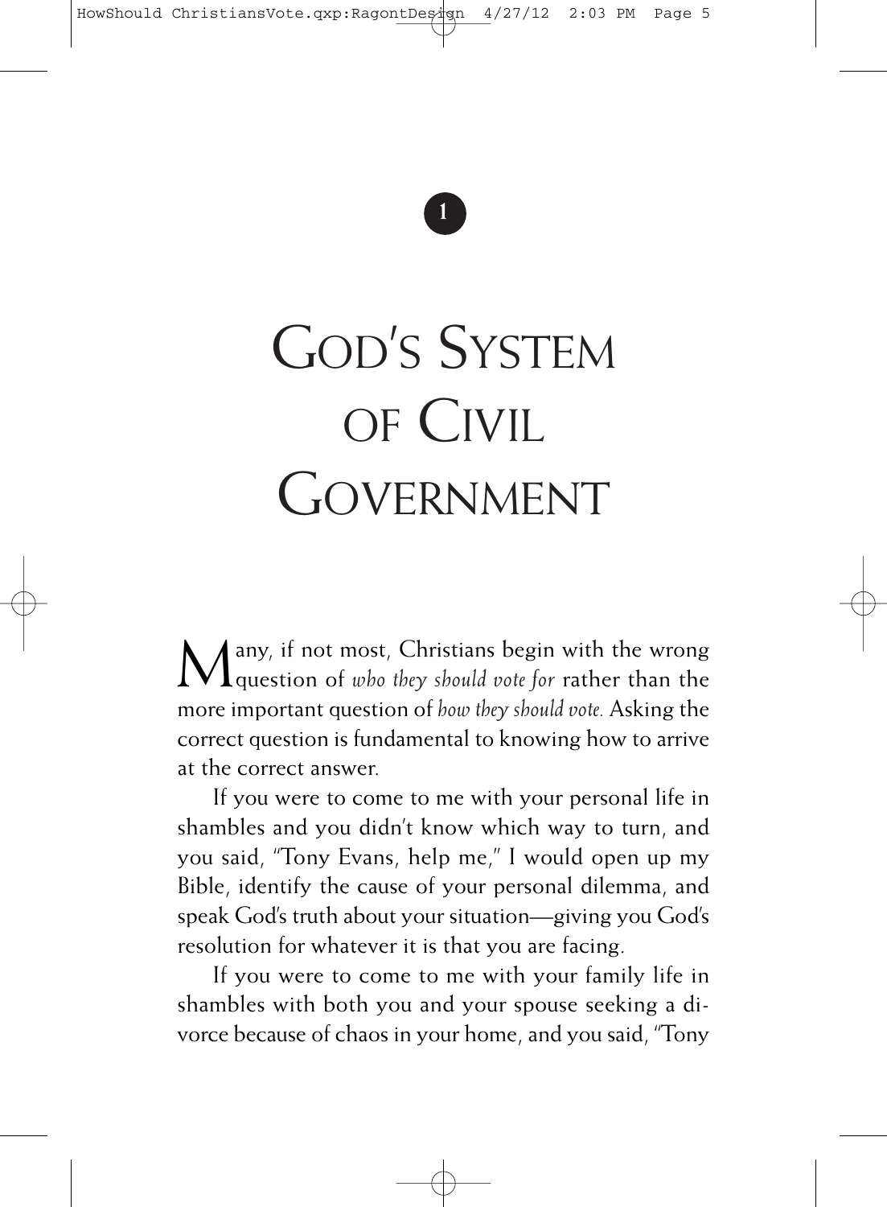1

# God's System of Civil Government

Many, if not most, Christians begin with the wrong question of *who they should vote for* rather than the more important question of *how they should vote.* Asking the correct question is fundamental to knowing how to arrive at the correct answer.

If you were to come to me with your personal life in shambles and you didn't know which way to turn, and you said, "Tony Evans, help me," I would open up my Bible, identify the cause of your personal dilemma, and speak God's truth about your situation—giving you God's resolution for whatever it is that you are facing.

If you were to come to me with your family life in shambles with both you and your spouse seeking a divorce because of chaos in your home, and you said, "Tony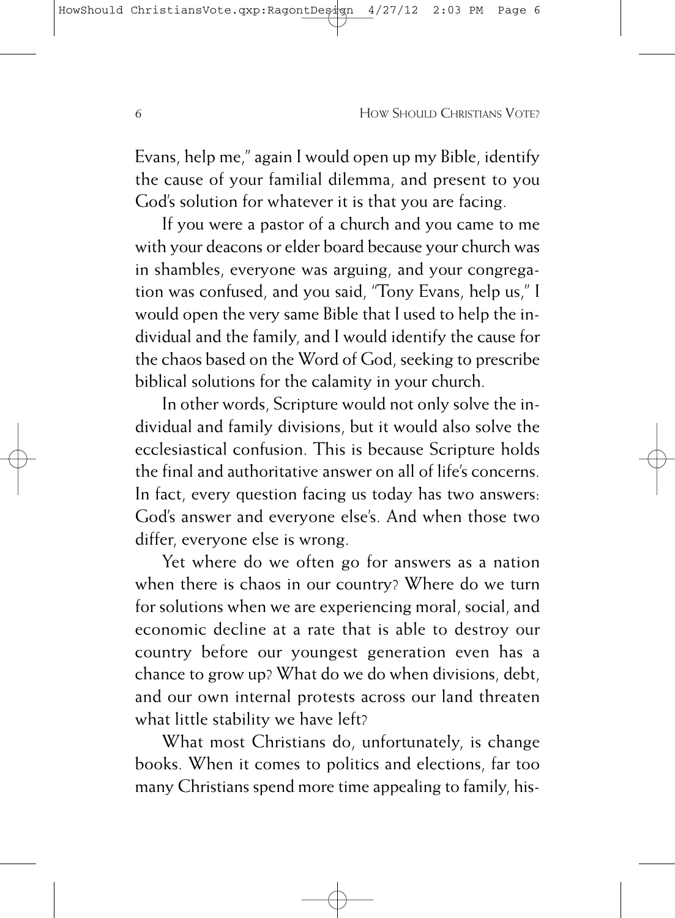Evans, help me," again I would open up my Bible, identify the cause of your familial dilemma, and present to you God's solution for whatever it is that you are facing.

If you were a pastor of a church and you came to me with your deacons or elder board because your church was in shambles, everyone was arguing, and your congregation was confused, and you said, "Tony Evans, help us," I would open the very same Bible that I used to help the individual and the family, and I would identify the cause for the chaos based on the Word of God, seeking to prescribe biblical solutions for the calamity in your church.

In other words, Scripture would not only solve the individual and family divisions, but it would also solve the ecclesiastical confusion. This is because Scripture holds the final and authoritative answer on all of life's concerns. In fact, every question facing us today has two answers: God's answer and everyone else's. And when those two differ, everyone else is wrong.

Yet where do we often go for answers as a nation when there is chaos in our country? Where do we turn for solutions when we are experiencing moral, social, and economic decline at a rate that is able to destroy our country before our youngest generation even has a chance to grow up? What do we do when divisions, debt, and our own internal protests across our land threaten what little stability we have left?

What most Christians do, unfortunately, is change books. When it comes to politics and elections, far too many Christians spend more time appealing to family, his-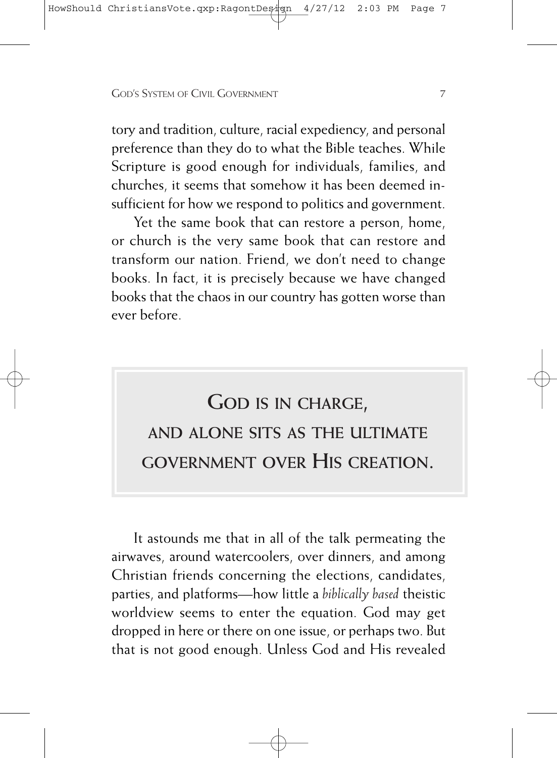tory and tradition, culture, racial expediency, and personal preference than they do to what the Bible teaches. While Scripture is good enough for individuals, families, and churches, it seems that somehow it has been deemed insufficient for how we respond to politics and government.

Yet the same book that can restore a person, home, or church is the very same book that can restore and transform our nation. Friend, we don't need to change books. In fact, it is precisely because we have changed books that the chaos in our country has gotten worse than ever before.

> **GOD IS IN CHARGE, AND ALONE SITS AS THE ULTIMATE GOVERNMENT OVER HIS CREATION.**

It astounds me that in all of the talk permeating the airwaves, around watercoolers, over dinners, and among Christian friends concerning the elections, candidates, parties, and platforms—how little a *biblically based* theistic worldview seems to enter the equation. God may get dropped in here or there on one issue, or perhaps two. But that is not good enough. Unless God and His revealed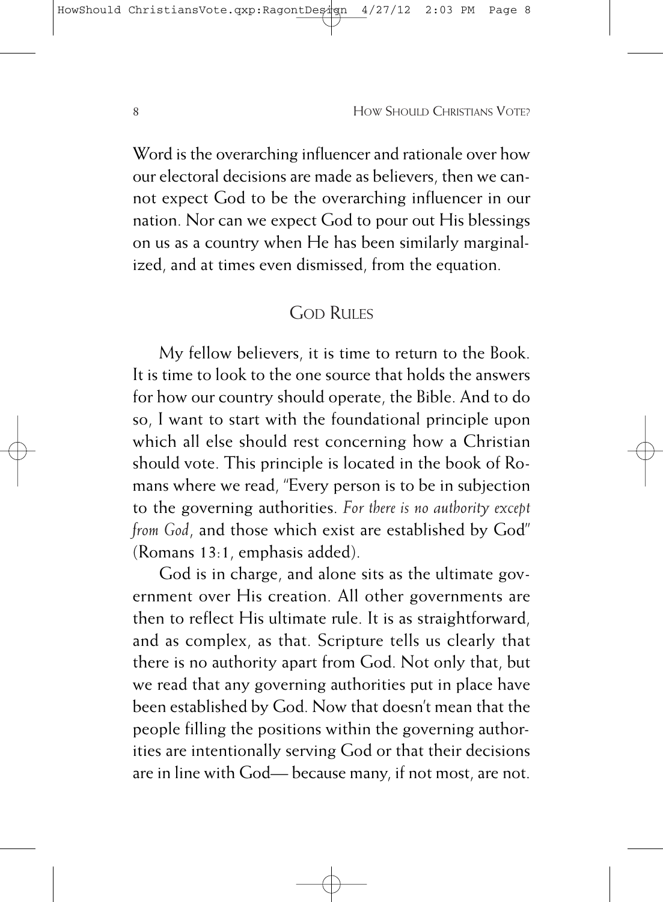Word is the overarching influencer and rationale over how our electoral decisions are made as believers, then we cannot expect God to be the overarching influencer in our nation. Nor can we expect God to pour out His blessings on us as a country when He has been similarly marginalized, and at times even dismissed, from the equation.

## God Rules

My fellow believers, it is time to return to the Book. It is time to look to the one source that holds the answers for how our country should operate, the Bible. And to do so, I want to start with the foundational principle upon which all else should rest concerning how a Christian should vote. This principle is located in the book of Romans where we read, "Every person is to be in subjection to the governing authorities. *For there is no authority except from God*, and those which exist are established by God" (Romans 13:1, emphasis added).

God is in charge, and alone sits as the ultimate government over His creation. All other governments are then to reflect His ultimate rule. It is as straightforward, and as complex, as that. Scripture tells us clearly that there is no authority apart from God. Not only that, but we read that any governing authorities put in place have been established by God. Now that doesn't mean that the people filling the positions within the governing authorities are intentionally serving God or that their decisions are in line with God— because many, if not most, are not.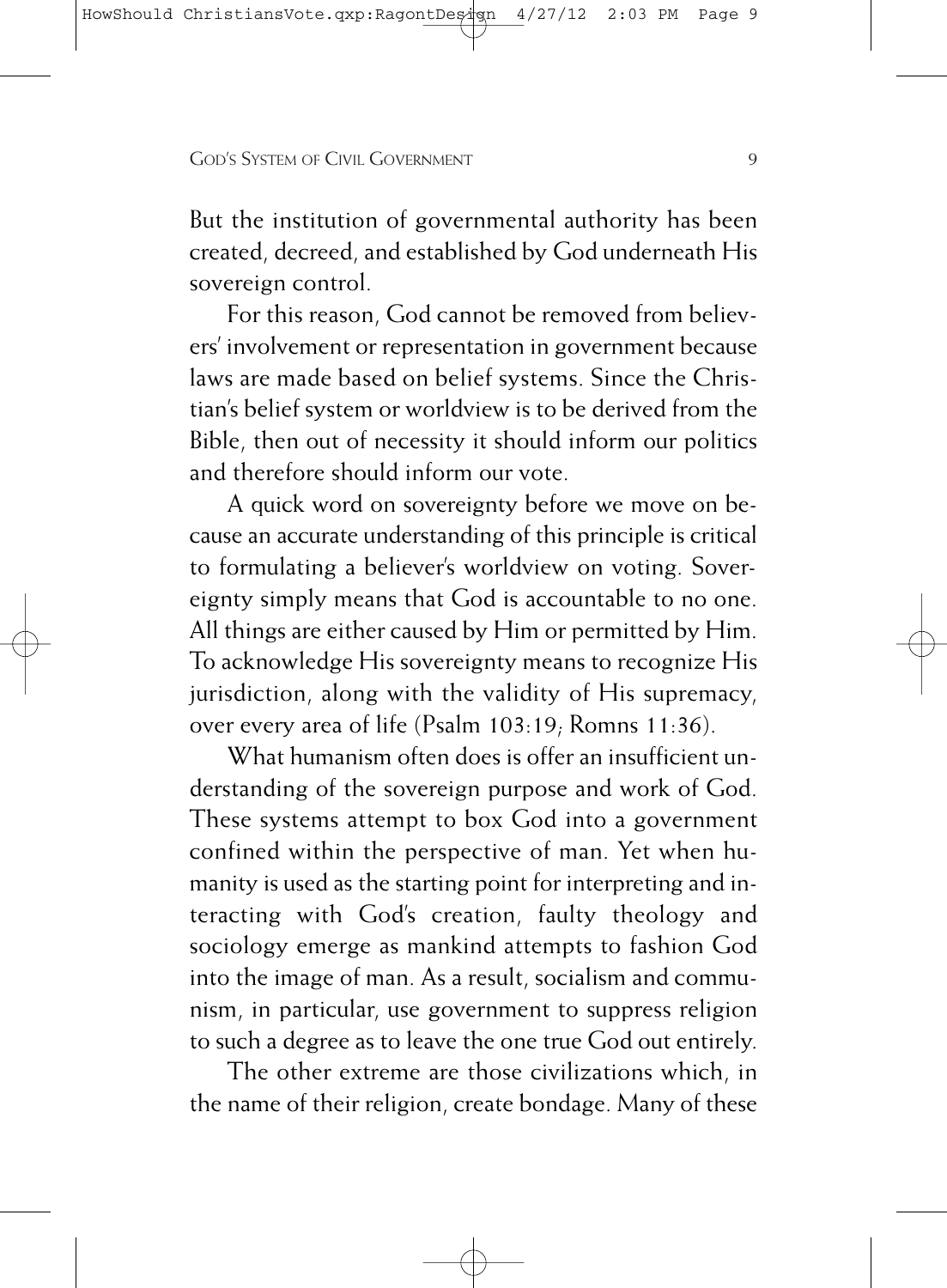But the institution of governmental authority has been created, decreed, and established by God underneath His sovereign control.

For this reason, God cannot be removed from believers' involvement or representation in government because laws are made based on belief systems. Since the Christian's belief system or worldview is to be derived from the Bible, then out of necessity it should inform our politics and therefore should inform our vote.

A quick word on sovereignty before we move on because an accurate understanding of this principle is critical to formulating a believer's worldview on voting. Sovereignty simply means that God is accountable to no one. All things are either caused by Him or permitted by Him. To acknowledge His sovereignty means to recognize His jurisdiction, along with the validity of His supremacy, over every area of life (Psalm 103:19; Romns 11:36).

What humanism often does is offer an insufficient understanding of the sovereign purpose and work of God. These systems attempt to box God into a government confined within the perspective of man. Yet when humanity is used as the starting point for interpreting and interacting with God's creation, faulty theology and sociology emerge as mankind attempts to fashion God into the image of man. As a result, socialism and communism, in particular, use government to suppress religion to such a degree as to leave the one true God out entirely.

The other extreme are those civilizations which, in the name of their religion, create bondage. Many of these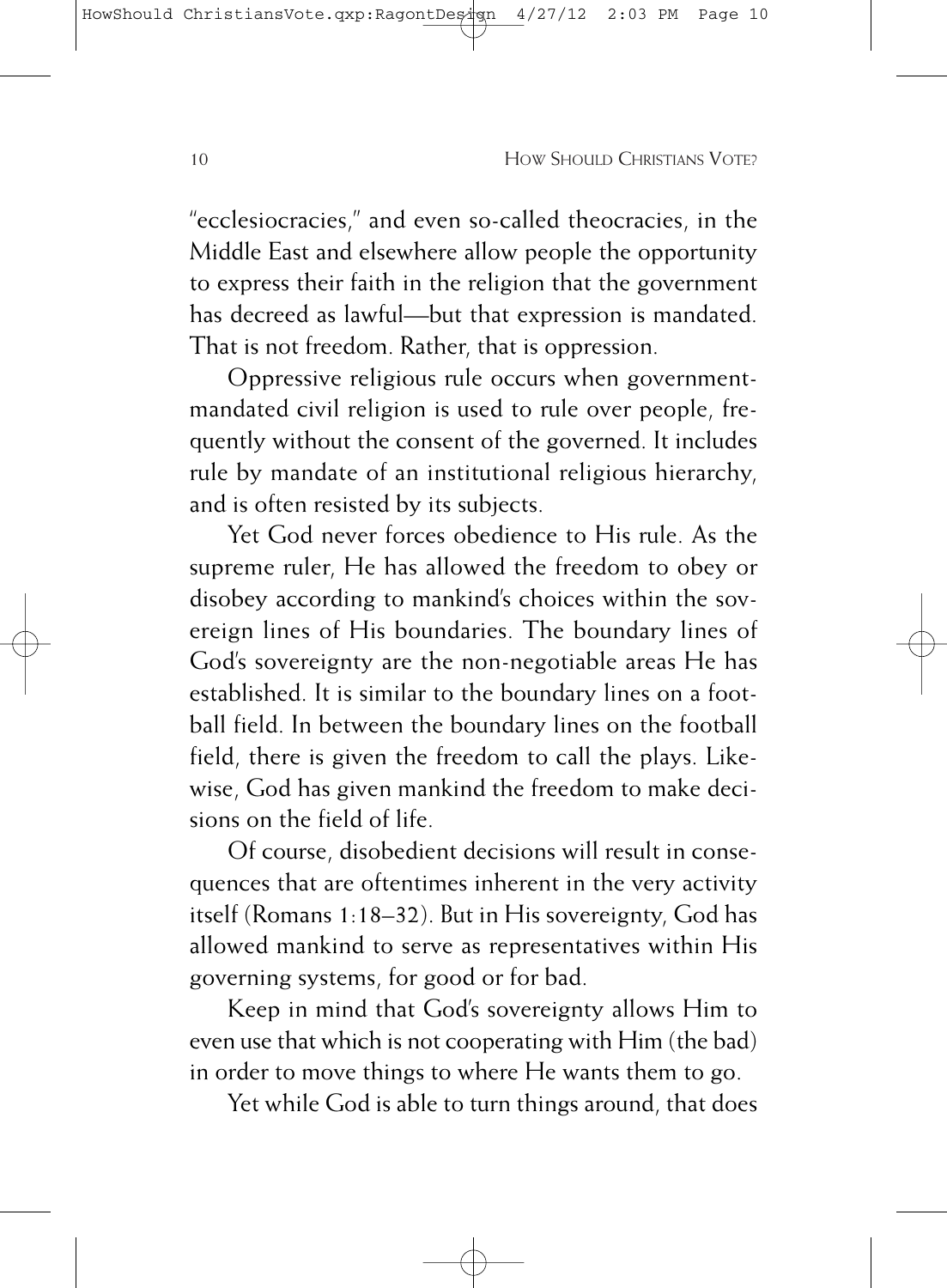"ecclesiocracies," and even so-called theocracies, in the Middle East and elsewhere allow people the opportunity to express their faith in the religion that the government has decreed as lawful—but that expression is mandated. That is not freedom. Rather, that is oppression.

Oppressive religious rule occurs when government-mandated civil religion is used to rule over people, frequently without the consent of the governed. It includes rule by mandate of an institutional religious hierarchy, and is often resisted by its subjects.

Yet God never forces obedience to His rule. As the supreme ruler, He has allowed the freedom to obey or disobey according to mankind's choices within the sovereign lines of His boundaries. The boundary lines of God's sovereignty are the non-negotiable areas He has established. It is similar to the boundary lines on a football field. In between the boundary lines on the football field, there is given the freedom to call the plays. Likewise, God has given mankind the freedom to make decisions on the field of life.

Of course, disobedient decisions will result in consequences that are oftentimes inherent in the very activity itself (Romans 1:18–32). But in His sovereignty, God has allowed mankind to serve as representatives within His governing systems, for good or for bad.

Keep in mind that God's sovereignty allows Him to even use that which is not cooperating with Him (the bad) in order to move things to where He wants them to go.

Yet while God is able to turn things around, that does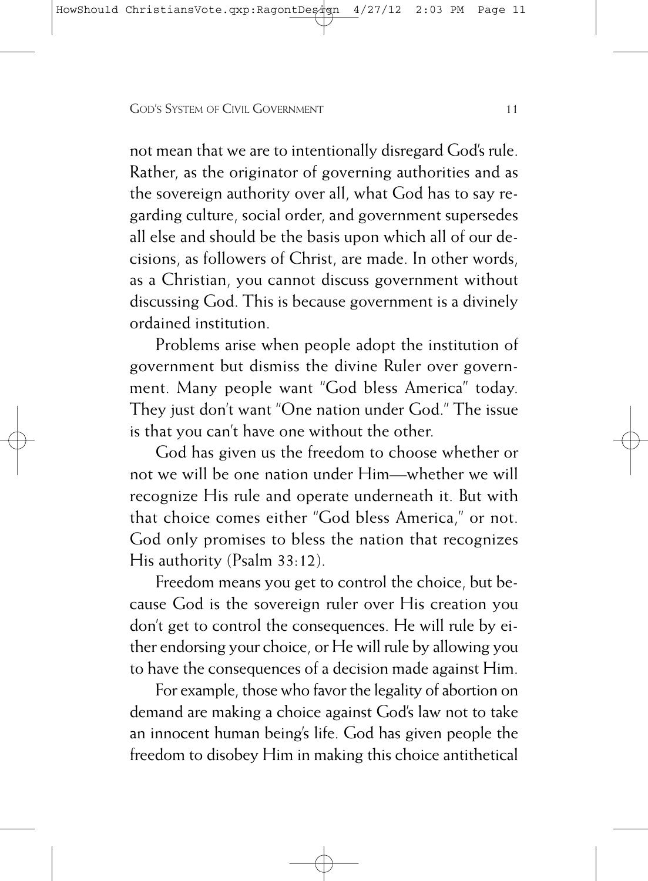not mean that we are to intentionally disregard God's rule. Rather, as the originator of governing authorities and as the sovereign authority over all, what God has to say regarding culture, social order, and government supersedes all else and should be the basis upon which all of our decisions, as followers of Christ, are made. In other words, as a Christian, you cannot discuss government without discussing God. This is because government is a divinely ordained institution.

Problems arise when people adopt the institution of government but dismiss the divine Ruler over government. Many people want "God bless America" today. They just don't want "One nation under God." The issue is that you can't have one without the other.

God has given us the freedom to choose whether or not we will be one nation under Him—whether we will recognize His rule and operate underneath it. But with that choice comes either "God bless America," or not. God only promises to bless the nation that recognizes His authority (Psalm 33:12).

Freedom means you get to control the choice, but because God is the sovereign ruler over His creation you don't get to control the consequences. He will rule by either endorsing your choice, or He will rule by allowing you to have the consequences of a decision made against Him.

For example, those who favor the legality of abortion on demand are making a choice against God's law not to take an innocent human being's life. God has given people the freedom to disobey Him in making this choice antithetical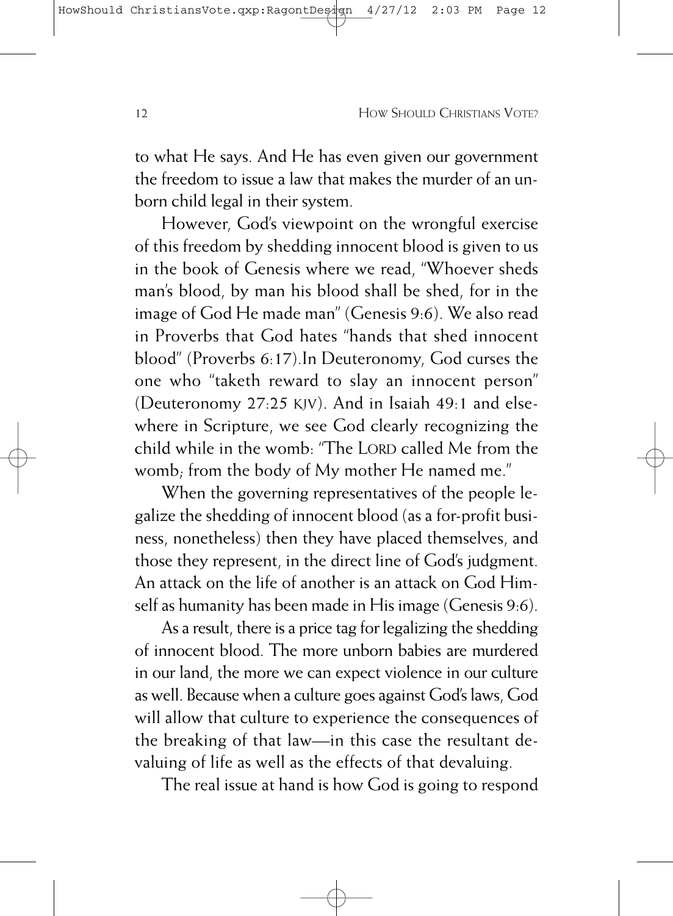to what He says. And He has even given our government the freedom to issue a law that makes the murder of an unborn child legal in their system.

However, God's viewpoint on the wrongful exercise of this freedom by shedding innocent blood is given to us in the book of Genesis where we read, "Whoever sheds man's blood, by man his blood shall be shed, for in the image of God He made man" (Genesis 9:6). We also read in Proverbs that God hates "hands that shed innocent blood" (Proverbs 6:17).In Deuteronomy, God curses the one who "taketh reward to slay an innocent person" (Deuteronomy 27:25 KJV). And in Isaiah 49:1 and elsewhere in Scripture, we see God clearly recognizing the child while in the womb: "The LORD called Me from the womb; from the body of My mother He named me."

When the governing representatives of the people legalize the shedding of innocent blood (as a for-profit business, nonetheless) then they have placed themselves, and those they represent, in the direct line of God's judgment. An attack on the life of another is an attack on God Himself as humanity has been made in His image (Genesis 9:6).

As a result, there is a price tag for legalizing the shedding of innocent blood. The more unborn babies are murdered in our land, the more we can expect violence in our culture as well. Because when a culture goes against God's laws, God will allow that culture to experience the consequences of the breaking of that law—in this case the resultant devaluing of life as well as the effects of that devaluing.

The real issue at hand is how God is going to respond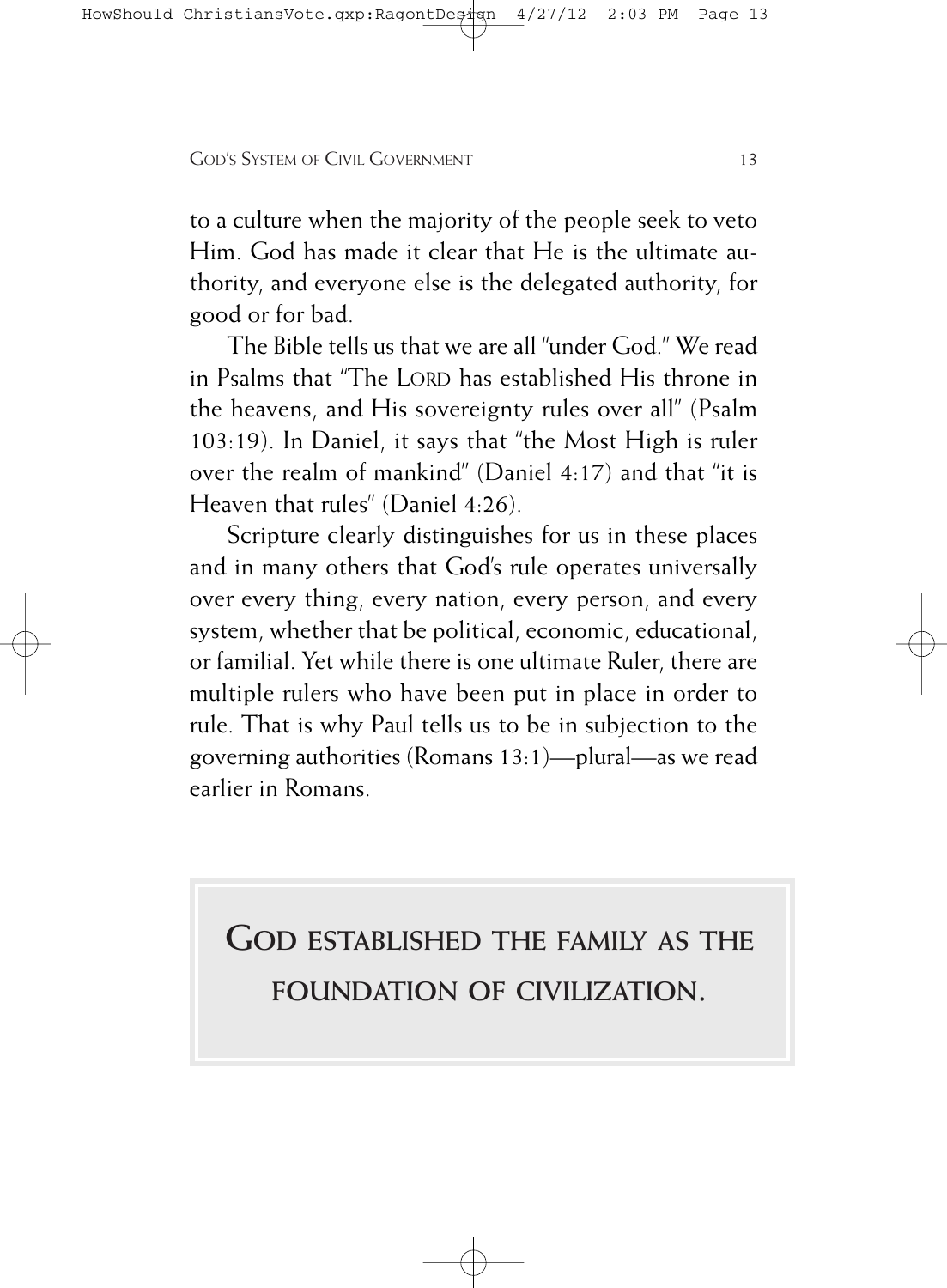to a culture when the majority of the people seek to veto Him. God has made it clear that He is the ultimate authority, and everyone else is the delegated authority, for good or for bad.

The Bible tells us that we are all "under God." We read in Psalms that "The LORD has established His throne in the heavens, and His sovereignty rules over all" (Psalm 103:19). In Daniel, it says that "the Most High is ruler over the realm of mankind" (Daniel 4:17) and that "it is Heaven that rules" (Daniel 4:26).

Scripture clearly distinguishes for us in these places and in many others that God's rule operates universally over every thing, every nation, every person, and every system, whether that be political, economic, educational, or familial. Yet while there is one ultimate Ruler, there are multiple rulers who have been put in place in order to rule. That is why Paul tells us to be in subjection to the governing authorities (Romans 13:1)—plural—as we read earlier in Romans.

> **GOD ESTABLISHED THE FAMILY AS THE FOUNDATION OF CIVILIZATION.**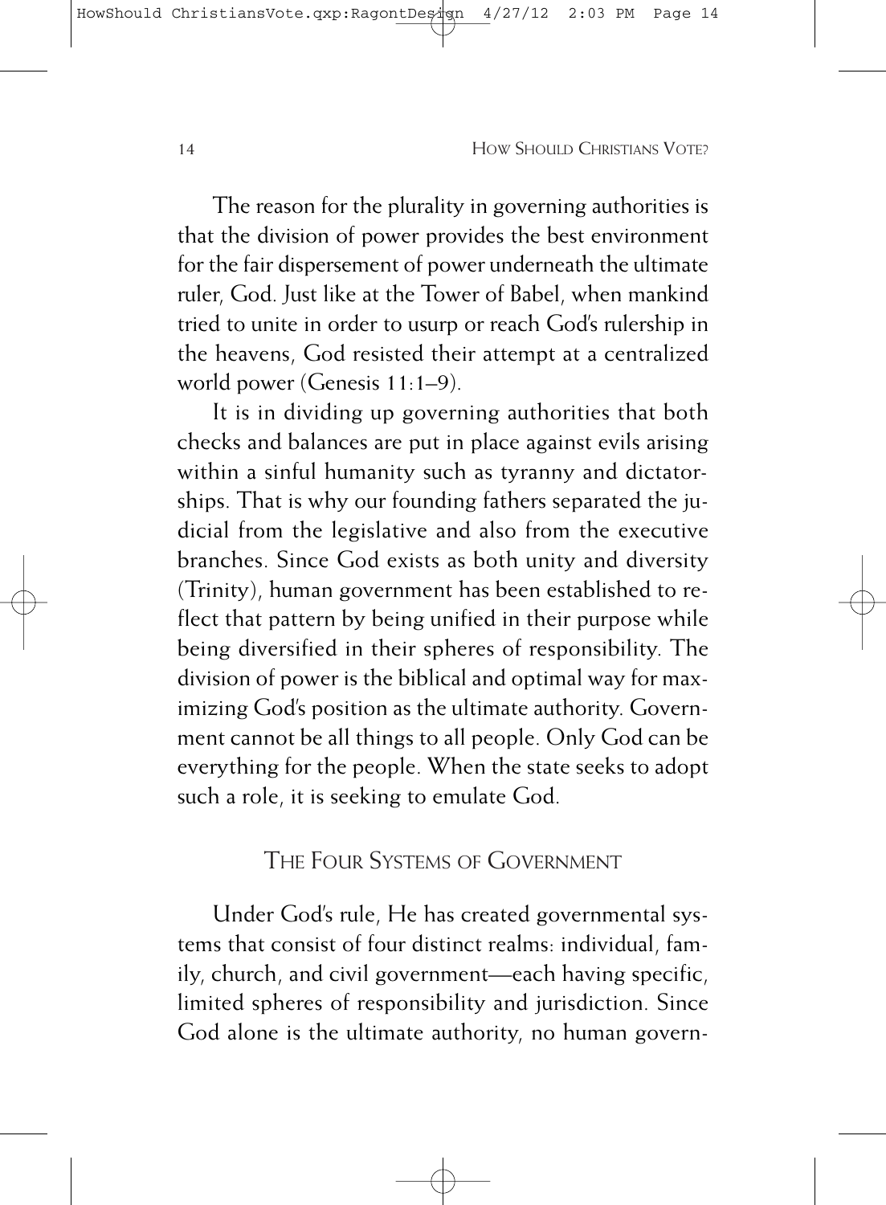The reason for the plurality in governing authorities is that the division of power provides the best environment for the fair dispersement of power underneath the ultimate ruler, God. Just like at the Tower of Babel, when mankind tried to unite in order to usurp or reach God's rulership in the heavens, God resisted their attempt at a centralized world power (Genesis 11:1–9).

It is in dividing up governing authorities that both checks and balances are put in place against evils arising within a sinful humanity such as tyranny and dictatorships. That is why our founding fathers separated the judicial from the legislative and also from the executive branches. Since God exists as both unity and diversity (Trinity), human government has been established to reflect that pattern by being unified in their purpose while being diversified in their spheres of responsibility. The division of power is the biblical and optimal way for maximizing God's position as the ultimate authority. Government cannot be all things to all people. Only God can be everything for the people. When the state seeks to adopt such a role, it is seeking to emulate God.

## The Four Systems of Government

Under God's rule, He has created governmental systems that consist of four distinct realms: individual, family, church, and civil government—each having specific, limited spheres of responsibility and jurisdiction. Since God alone is the ultimate authority, no human govern-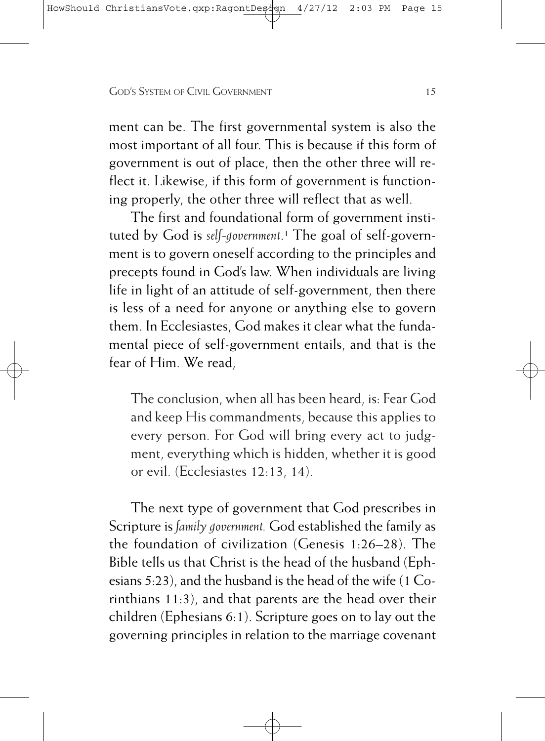ment can be. The first governmental system is also the most important of all four. This is because if this form of government is out of place, then the other three will reflect it. Likewise, if this form of government is functioning properly, the other three will reflect that as well.

The first and foundational form of government instituted by God is *self-government*.[1] The goal of self-government is to govern oneself according to the principles and precepts found in God's law. When individuals are living life in light of an attitude of self-government, then there is less of a need for anyone or anything else to govern them. In Ecclesiastes, God makes it clear what the fundamental piece of self-government entails, and that is the fear of Him. We read,

> The conclusion, when all has been heard, is: Fear God and keep His commandments, because this applies to every person. For God will bring every act to judgment, everything which is hidden, whether it is good or evil. (Ecclesiastes 12:13, 14).

The next type of government that God prescribes in Scripture is *family government.* God established the family as the foundation of civilization (Genesis 1:26–28). The Bible tells us that Christ is the head of the husband (Ephesians 5:23), and the husband is the head of the wife (1 Corinthians 11:3), and that parents are the head over their children (Ephesians 6:1). Scripture goes on to lay out the governing principles in relation to the marriage covenant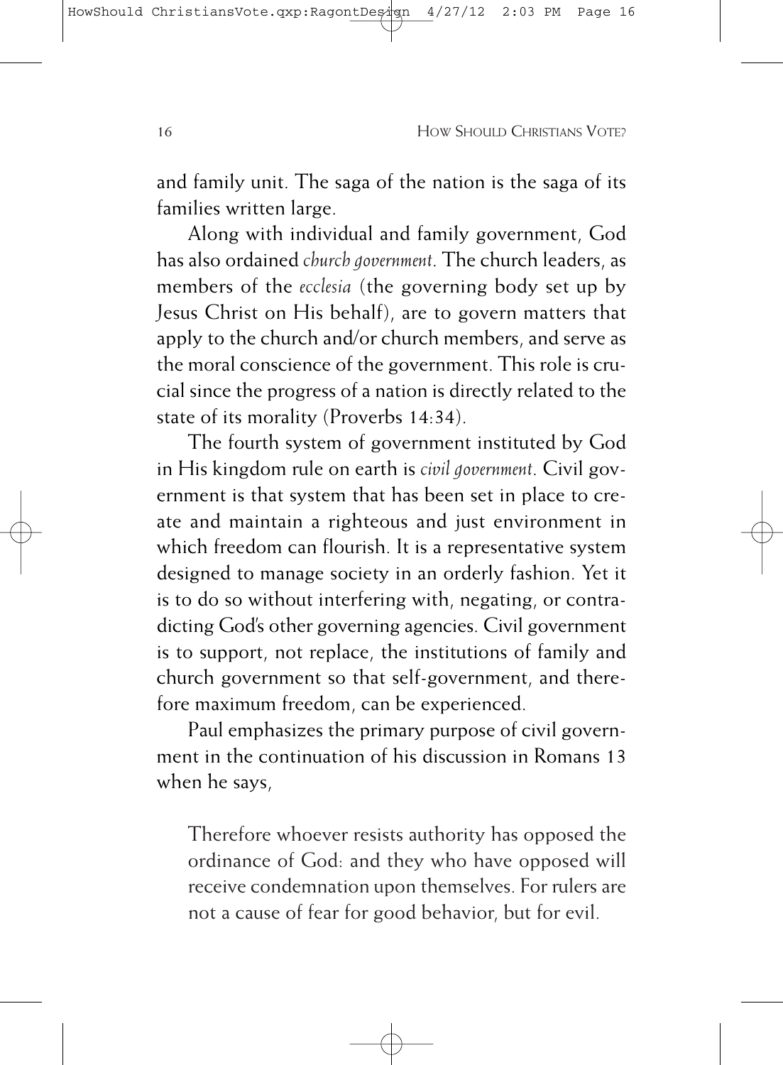and family unit. The saga of the nation is the saga of its families written large.

Along with individual and family government, God has also ordained *church government*. The church leaders, as members of the *ecclesia* (the governing body set up by Jesus Christ on His behalf), are to govern matters that apply to the church and/or church members, and serve as the moral conscience of the government. This role is crucial since the progress of a nation is directly related to the state of its morality (Proverbs 14:34).

The fourth system of government instituted by God in His kingdom rule on earth is *civil government*. Civil government is that system that has been set in place to create and maintain a righteous and just environment in which freedom can flourish. It is a representative system designed to manage society in an orderly fashion. Yet it is to do so without interfering with, negating, or contradicting God's other governing agencies. Civil government is to support, not replace, the institutions of family and church government so that self-government, and therefore maximum freedom, can be experienced.

Paul emphasizes the primary purpose of civil government in the continuation of his discussion in Romans 13 when he says,

> Therefore whoever resists authority has opposed the ordinance of God: and they who have opposed will receive condemnation upon themselves. For rulers are not a cause of fear for good behavior, but for evil.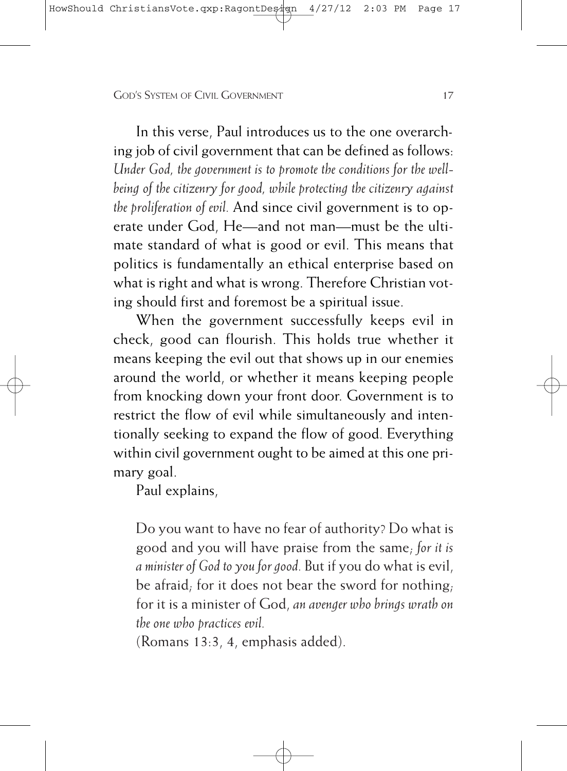In this verse, Paul introduces us to the one overarching job of civil government that can be defined as follows: *Under God, the government is to promote the conditions for the well-being of the citizenry for good, while protecting the citizenry against the proliferation of evil.* And since civil government is to operate under God, He—and not man—must be the ultimate standard of what is good or evil. This means that politics is fundamentally an ethical enterprise based on what is right and what is wrong. Therefore Christian voting should first and foremost be a spiritual issue.

When the government successfully keeps evil in check, good can flourish. This holds true whether it means keeping the evil out that shows up in our enemies around the world, or whether it means keeping people from knocking down your front door. Government is to restrict the flow of evil while simultaneously and intentionally seeking to expand the flow of good. Everything within civil government ought to be aimed at this one primary goal.

Paul explains,

> Do you want to have no fear of authority? Do what is good and you will have praise from the same; *for it is a minister of God to you for good.* But if you do what is evil, be afraid; for it does not bear the sword for nothing; for it is a minister of God, *an avenger who brings wrath on the one who practices evil.*
>
> (Romans 13:3, 4, emphasis added).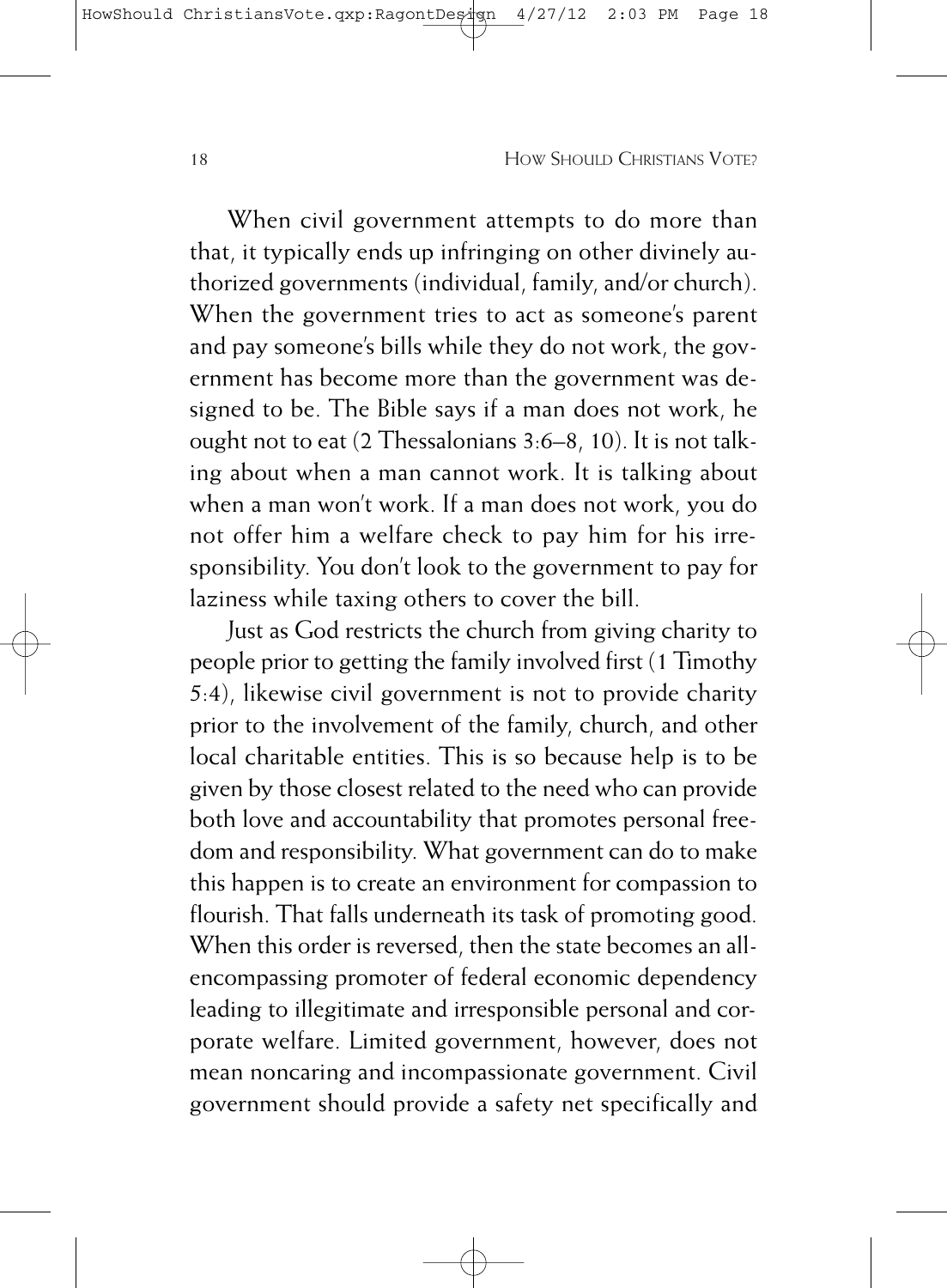When civil government attempts to do more than that, it typically ends up infringing on other divinely authorized governments (individual, family, and/or church). When the government tries to act as someone's parent and pay someone's bills while they do not work, the government has become more than the government was designed to be. The Bible says if a man does not work, he ought not to eat (2 Thessalonians 3:6–8, 10). It is not talking about when a man cannot work. It is talking about when a man won't work. If a man does not work, you do not offer him a welfare check to pay him for his irresponsibility. You don't look to the government to pay for laziness while taxing others to cover the bill.

Just as God restricts the church from giving charity to people prior to getting the family involved first (1 Timothy 5:4), likewise civil government is not to provide charity prior to the involvement of the family, church, and other local charitable entities. This is so because help is to be given by those closest related to the need who can provide both love and accountability that promotes personal freedom and responsibility. What government can do to make this happen is to create an environment for compassion to flourish. That falls underneath its task of promoting good. When this order is reversed, then the state becomes an all-encompassing promoter of federal economic dependency leading to illegitimate and irresponsible personal and corporate welfare. Limited government, however, does not mean noncaring and incompassionate government. Civil government should provide a safety net specifically and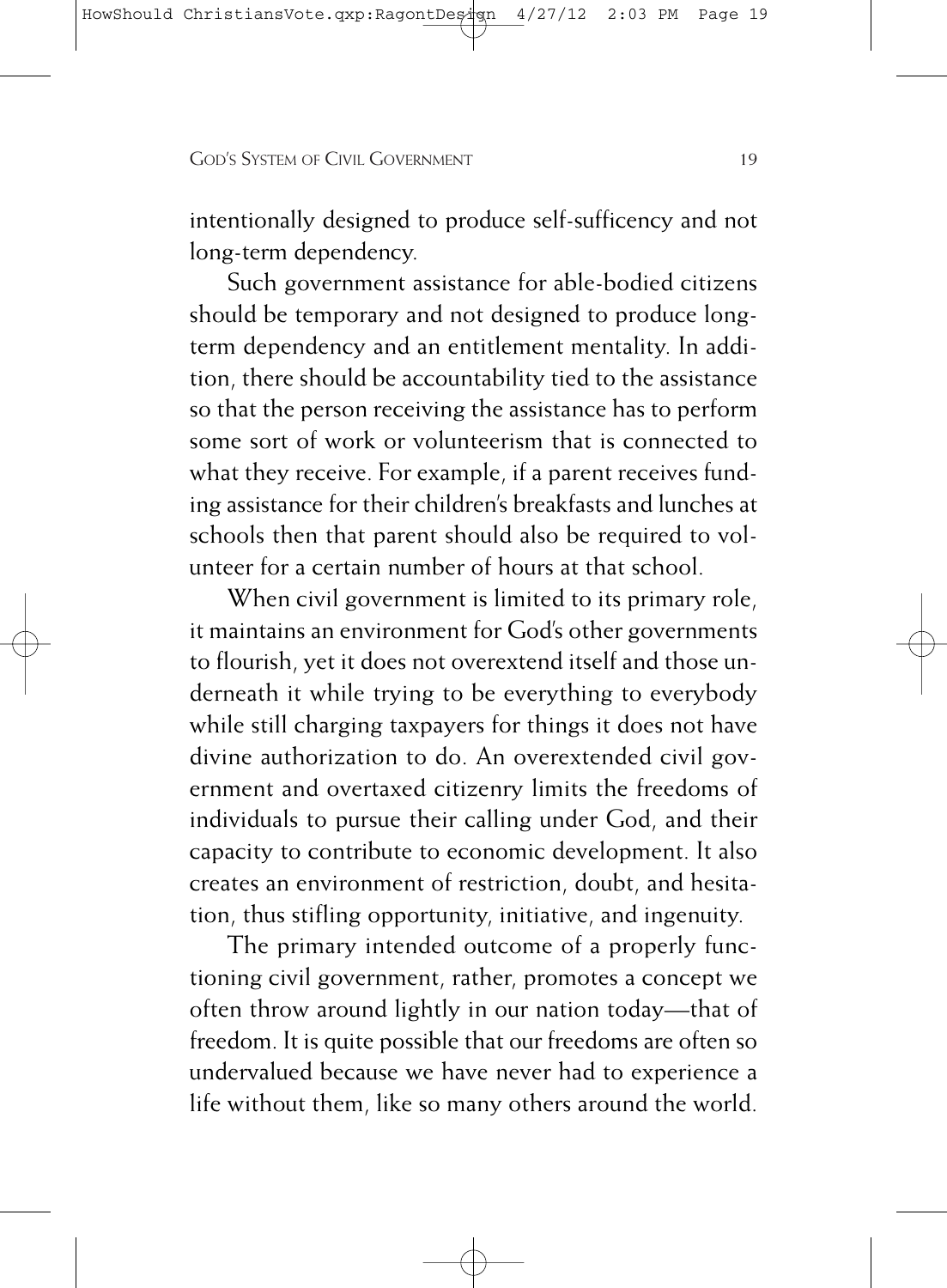intentionally designed to produce self-sufficency and not long-term dependency.

Such government assistance for able-bodied citizens should be temporary and not designed to produce long-term dependency and an entitlement mentality. In addition, there should be accountability tied to the assistance so that the person receiving the assistance has to perform some sort of work or volunteerism that is connected to what they receive. For example, if a parent receives funding assistance for their children's breakfasts and lunches at schools then that parent should also be required to volunteer for a certain number of hours at that school.

When civil government is limited to its primary role, it maintains an environment for God's other governments to flourish, yet it does not overextend itself and those underneath it while trying to be everything to everybody while still charging taxpayers for things it does not have divine authorization to do. An overextended civil government and overtaxed citizenry limits the freedoms of individuals to pursue their calling under God, and their capacity to contribute to economic development. It also creates an environment of restriction, doubt, and hesitation, thus stifling opportunity, initiative, and ingenuity.

The primary intended outcome of a properly functioning civil government, rather, promotes a concept we often throw around lightly in our nation today—that of freedom. It is quite possible that our freedoms are often so undervalued because we have never had to experience a life without them, like so many others around the world.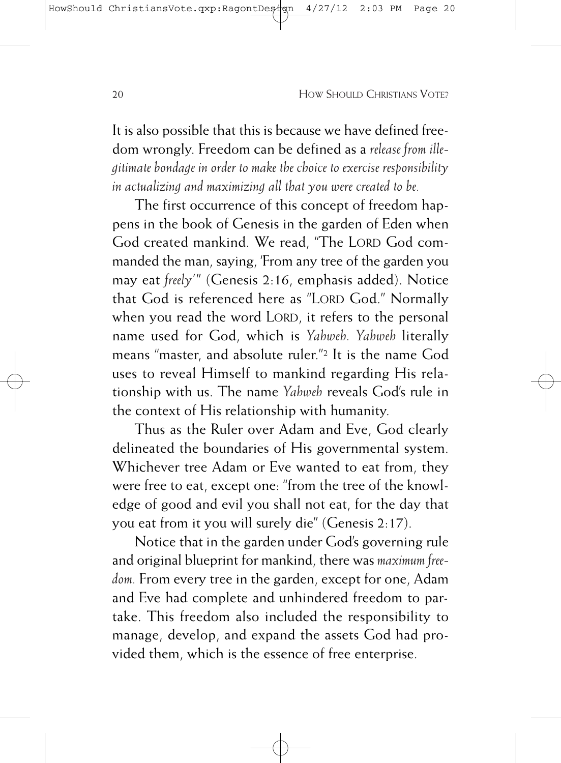It is also possible that this is because we have defined freedom wrongly. Freedom can be defined as a *release from illegitimate bondage in order to make the choice to exercise responsibility in actualizing and maximizing all that you were created to be.*

The first occurrence of this concept of freedom happens in the book of Genesis in the garden of Eden when God created mankind. We read, "The LORD God commanded the man, saying, 'From any tree of the garden you may eat *freely*'" (Genesis 2:16, emphasis added). Notice that God is referenced here as "LORD God." Normally when you read the word LORD, it refers to the personal name used for God, which is *Yahweh. Yahweh* literally means "master, and absolute ruler."[2] It is the name God uses to reveal Himself to mankind regarding His relationship with us. The name *Yahweh* reveals God's rule in the context of His relationship with humanity.

Thus as the Ruler over Adam and Eve, God clearly delineated the boundaries of His governmental system. Whichever tree Adam or Eve wanted to eat from, they were free to eat, except one: "from the tree of the knowledge of good and evil you shall not eat, for the day that you eat from it you will surely die" (Genesis 2:17).

Notice that in the garden under God's governing rule and original blueprint for mankind, there was *maximum freedom.* From every tree in the garden, except for one, Adam and Eve had complete and unhindered freedom to partake. This freedom also included the responsibility to manage, develop, and expand the assets God had provided them, which is the essence of free enterprise.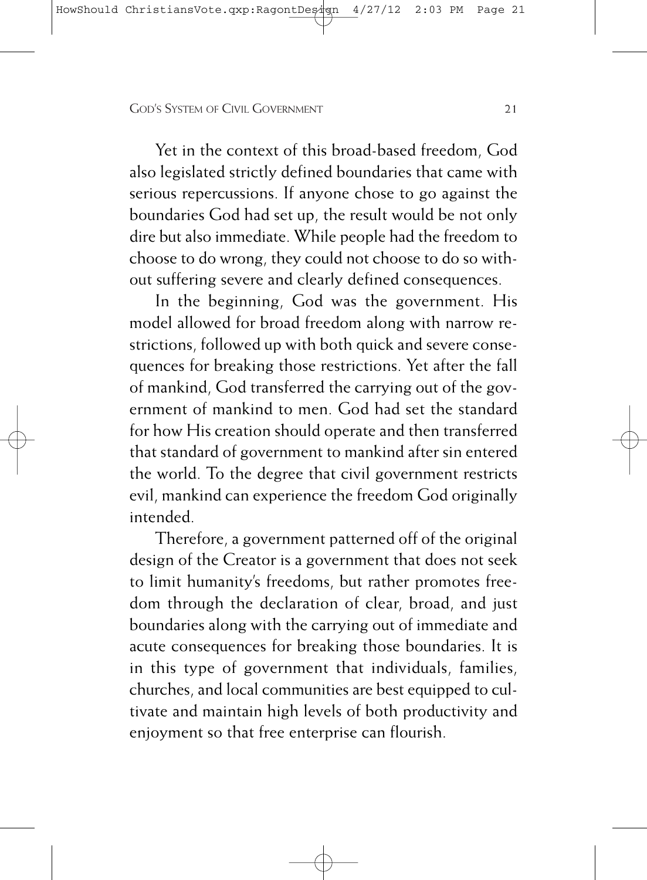Yet in the context of this broad-based freedom, God also legislated strictly defined boundaries that came with serious repercussions. If anyone chose to go against the boundaries God had set up, the result would be not only dire but also immediate. While people had the freedom to choose to do wrong, they could not choose to do so without suffering severe and clearly defined consequences.

In the beginning, God was the government. His model allowed for broad freedom along with narrow restrictions, followed up with both quick and severe consequences for breaking those restrictions. Yet after the fall of mankind, God transferred the carrying out of the government of mankind to men. God had set the standard for how His creation should operate and then transferred that standard of government to mankind after sin entered the world. To the degree that civil government restricts evil, mankind can experience the freedom God originally intended.

Therefore, a government patterned off of the original design of the Creator is a government that does not seek to limit humanity's freedoms, but rather promotes freedom through the declaration of clear, broad, and just boundaries along with the carrying out of immediate and acute consequences for breaking those boundaries. It is in this type of government that individuals, families, churches, and local communities are best equipped to cultivate and maintain high levels of both productivity and enjoyment so that free enterprise can flourish.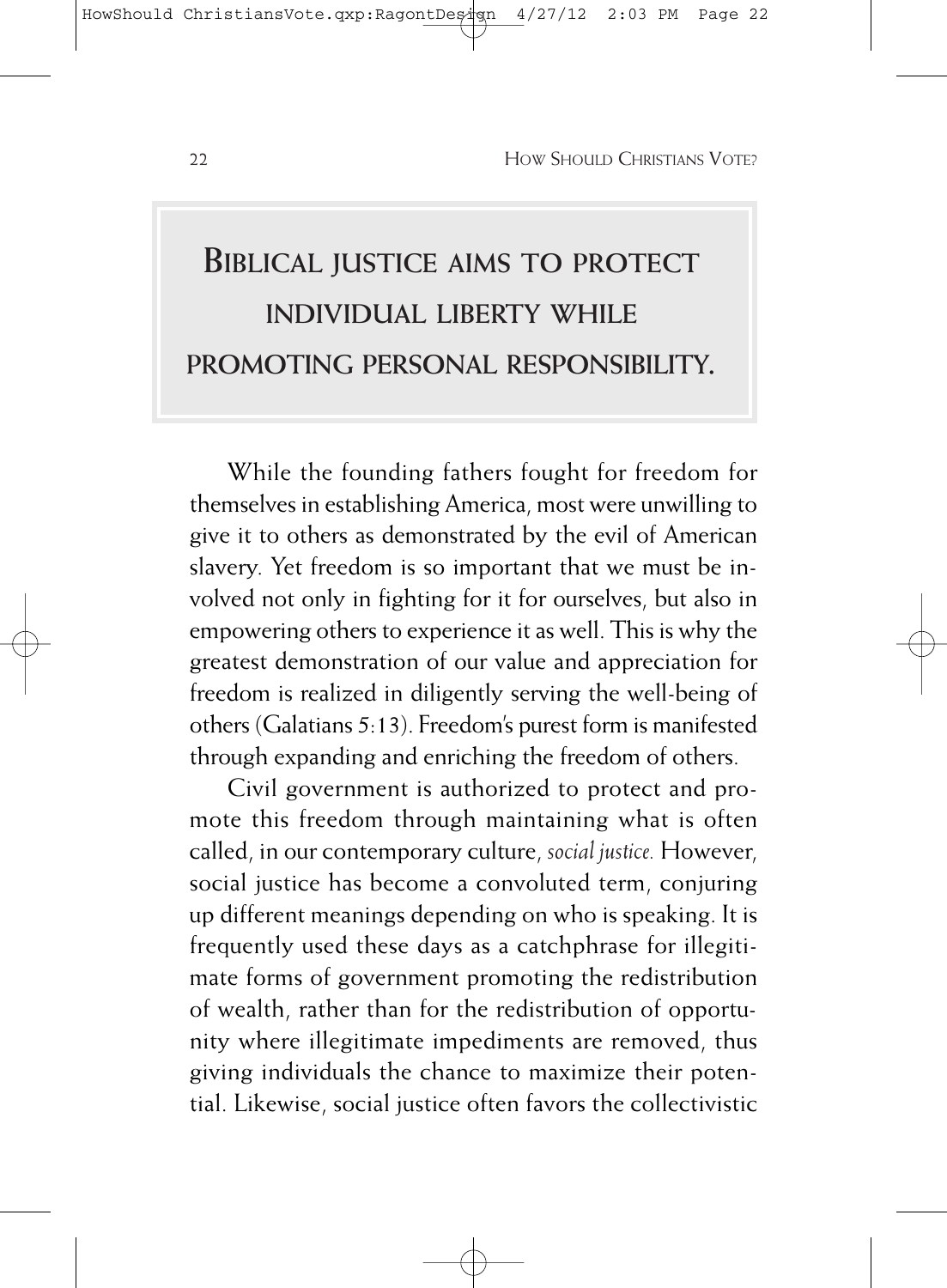**BIBLICAL JUSTICE AIMS TO PROTECT INDIVIDUAL LIBERTY WHILE PROMOTING PERSONAL RESPONSIBILITY.**

While the founding fathers fought for freedom for themselves in establishing America, most were unwilling to give it to others as demonstrated by the evil of American slavery. Yet freedom is so important that we must be involved not only in fighting for it for ourselves, but also in empowering others to experience it as well. This is why the greatest demonstration of our value and appreciation for freedom is realized in diligently serving the well-being of others (Galatians 5:13). Freedom's purest form is manifested through expanding and enriching the freedom of others.

Civil government is authorized to protect and promote this freedom through maintaining what is often called, in our contemporary culture, *social justice.* However, social justice has become a convoluted term, conjuring up different meanings depending on who is speaking. It is frequently used these days as a catchphrase for illegitimate forms of government promoting the redistribution of wealth, rather than for the redistribution of opportunity where illegitimate impediments are removed, thus giving individuals the chance to maximize their potential. Likewise, social justice often favors the collectivistic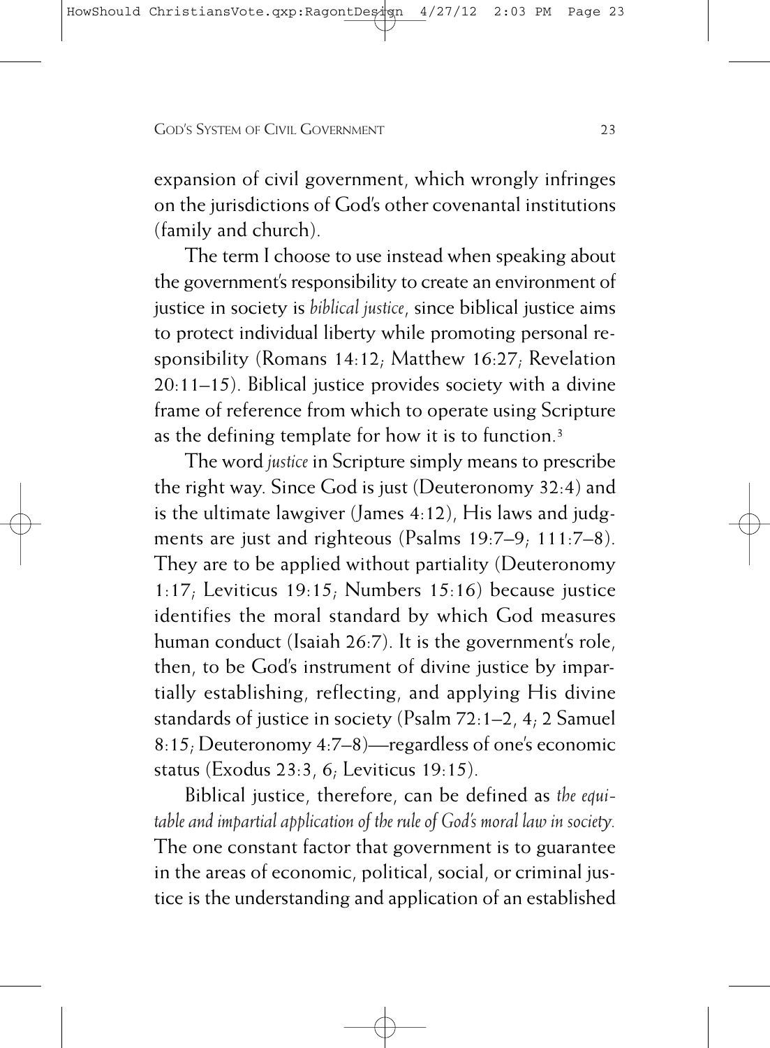expansion of civil government, which wrongly infringes on the jurisdictions of God's other covenantal institutions (family and church).

The term I choose to use instead when speaking about the government's responsibility to create an environment of justice in society is *biblical justice*, since biblical justice aims to protect individual liberty while promoting personal responsibility (Romans 14:12; Matthew 16:27; Revelation 20:11–15). Biblical justice provides society with a divine frame of reference from which to operate using Scripture as the defining template for how it is to function.[3]

The word *justice* in Scripture simply means to prescribe the right way. Since God is just (Deuteronomy 32:4) and is the ultimate lawgiver (James 4:12), His laws and judgments are just and righteous (Psalms 19:7–9; 111:7–8). They are to be applied without partiality (Deuteronomy 1:17; Leviticus 19:15; Numbers 15:16) because justice identifies the moral standard by which God measures human conduct (Isaiah 26:7). It is the government's role, then, to be God's instrument of divine justice by impartially establishing, reflecting, and applying His divine standards of justice in society (Psalm 72:1–2, 4; 2 Samuel 8:15; Deuteronomy 4:7–8)—regardless of one's economic status (Exodus 23:3, 6; Leviticus 19:15).

Biblical justice, therefore, can be defined as *the equitable and impartial application of the rule of God's moral law in society.* The one constant factor that government is to guarantee in the areas of economic, political, social, or criminal justice is the understanding and application of an established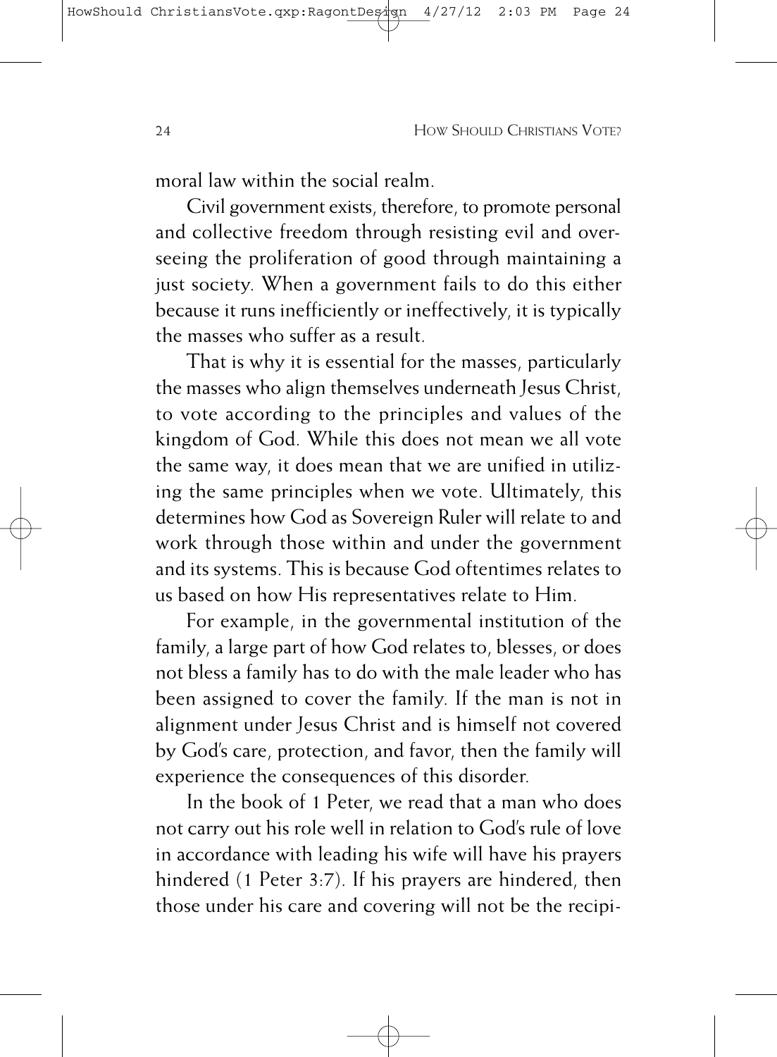moral law within the social realm.

Civil government exists, therefore, to promote personal and collective freedom through resisting evil and overseeing the proliferation of good through maintaining a just society. When a government fails to do this either because it runs inefficiently or ineffectively, it is typically the masses who suffer as a result.

That is why it is essential for the masses, particularly the masses who align themselves underneath Jesus Christ, to vote according to the principles and values of the kingdom of God. While this does not mean we all vote the same way, it does mean that we are unified in utilizing the same principles when we vote. Ultimately, this determines how God as Sovereign Ruler will relate to and work through those within and under the government and its systems. This is because God oftentimes relates to us based on how His representatives relate to Him.

For example, in the governmental institution of the family, a large part of how God relates to, blesses, or does not bless a family has to do with the male leader who has been assigned to cover the family. If the man is not in alignment under Jesus Christ and is himself not covered by God's care, protection, and favor, then the family will experience the consequences of this disorder.

In the book of 1 Peter, we read that a man who does not carry out his role well in relation to God's rule of love in accordance with leading his wife will have his prayers hindered (1 Peter 3:7). If his prayers are hindered, then those under his care and covering will not be the recipi-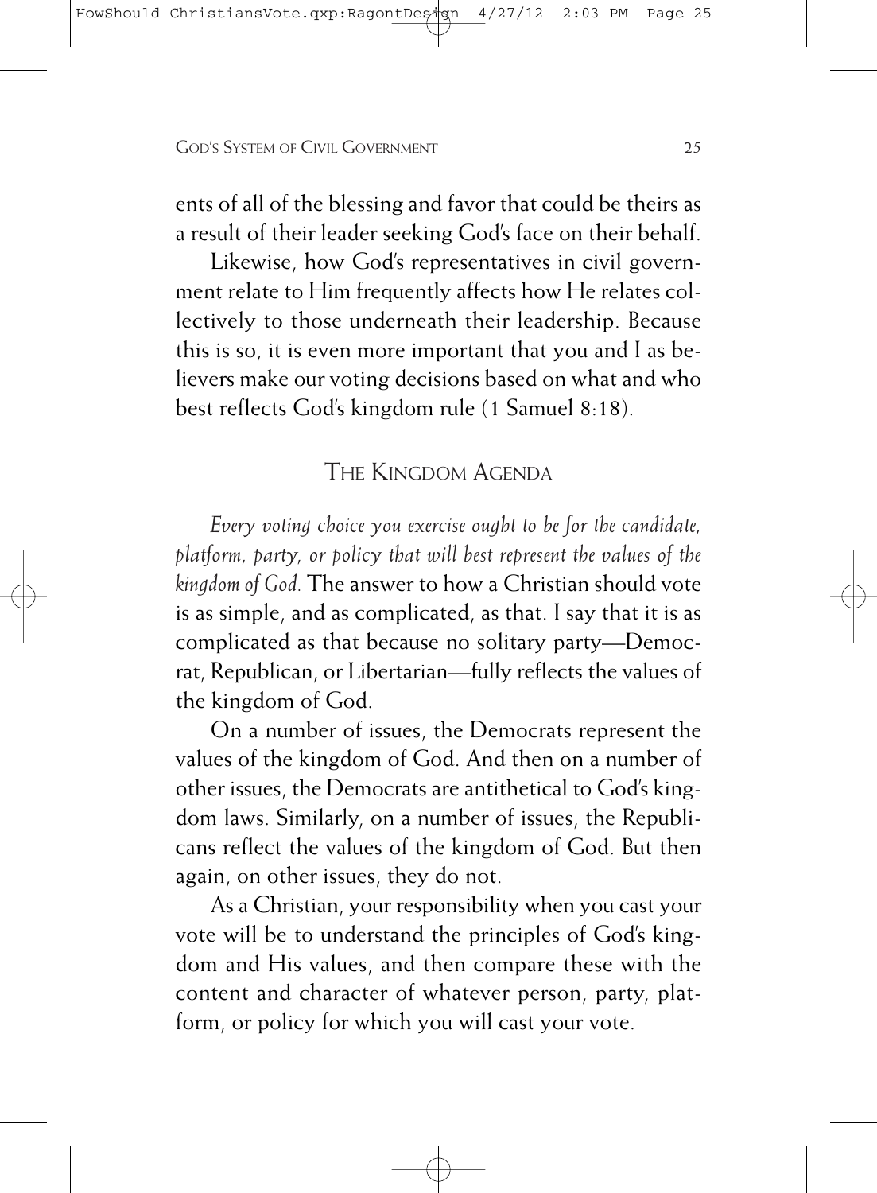ents of all of the blessing and favor that could be theirs as a result of their leader seeking God's face on their behalf.

Likewise, how God's representatives in civil government relate to Him frequently affects how He relates collectively to those underneath their leadership. Because this is so, it is even more important that you and I as believers make our voting decisions based on what and who best reflects God's kingdom rule (1 Samuel 8:18).

## The Kingdom Agenda

*Every voting choice you exercise ought to be for the candidate, platform, party, or policy that will best represent the values of the kingdom of God.* The answer to how a Christian should vote is as simple, and as complicated, as that. I say that it is as complicated as that because no solitary party—Democrat, Republican, or Libertarian—fully reflects the values of the kingdom of God.

On a number of issues, the Democrats represent the values of the kingdom of God. And then on a number of other issues, the Democrats are antithetical to God's kingdom laws. Similarly, on a number of issues, the Republicans reflect the values of the kingdom of God. But then again, on other issues, they do not.

As a Christian, your responsibility when you cast your vote will be to understand the principles of God's kingdom and His values, and then compare these with the content and character of whatever person, party, platform, or policy for which you will cast your vote.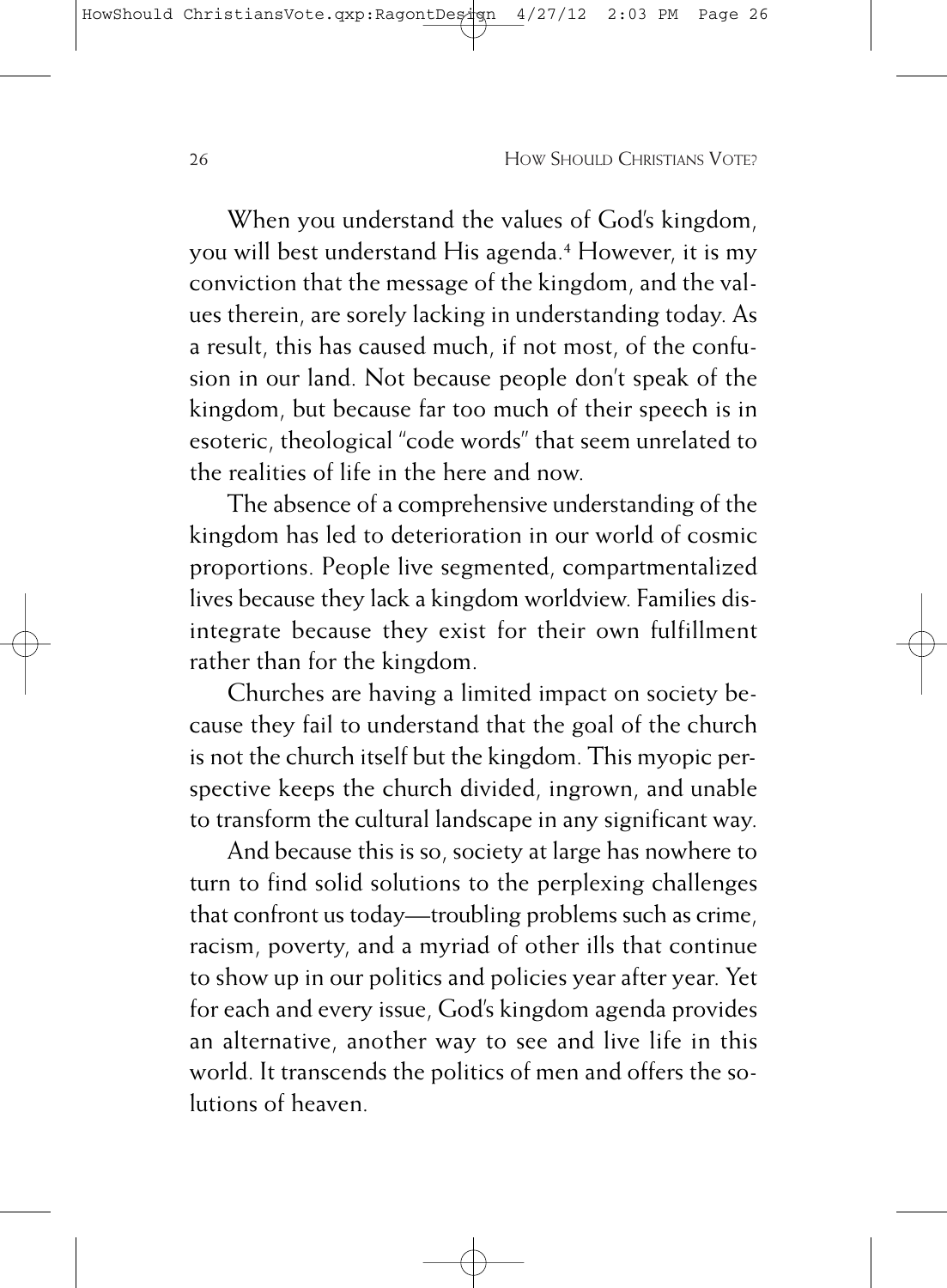When you understand the values of God's kingdom, you will best understand His agenda.[4] However, it is my conviction that the message of the kingdom, and the values therein, are sorely lacking in understanding today. As a result, this has caused much, if not most, of the confusion in our land. Not because people don't speak of the kingdom, but because far too much of their speech is in esoteric, theological "code words" that seem unrelated to the realities of life in the here and now.

The absence of a comprehensive understanding of the kingdom has led to deterioration in our world of cosmic proportions. People live segmented, compartmentalized lives because they lack a kingdom worldview. Families disintegrate because they exist for their own fulfillment rather than for the kingdom.

Churches are having a limited impact on society because they fail to understand that the goal of the church is not the church itself but the kingdom. This myopic perspective keeps the church divided, ingrown, and unable to transform the cultural landscape in any significant way.

And because this is so, society at large has nowhere to turn to find solid solutions to the perplexing challenges that confront us today—troubling problems such as crime, racism, poverty, and a myriad of other ills that continue to show up in our politics and policies year after year. Yet for each and every issue, God's kingdom agenda provides an alternative, another way to see and live life in this world. It transcends the politics of men and offers the solutions of heaven.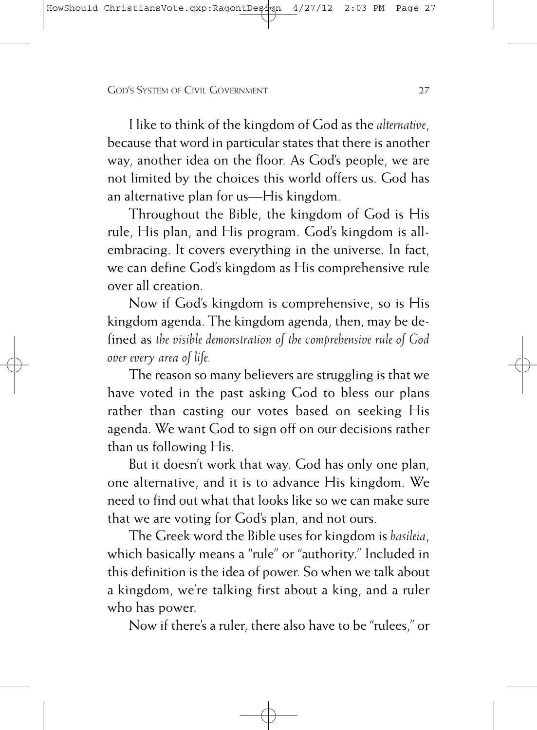I like to think of the kingdom of God as the *alternative*, because that word in particular states that there is another way, another idea on the floor. As God's people, we are not limited by the choices this world offers us. God has an alternative plan for us—His kingdom.

Throughout the Bible, the kingdom of God is His rule, His plan, and His program. God's kingdom is all-embracing. It covers everything in the universe. In fact, we can define God's kingdom as His comprehensive rule over all creation.

Now if God's kingdom is comprehensive, so is His kingdom agenda. The kingdom agenda, then, may be defined as *the visible demonstration of the comprehensive rule of God over every area of life.*

The reason so many believers are struggling is that we have voted in the past asking God to bless our plans rather than casting our votes based on seeking His agenda. We want God to sign off on our decisions rather than us following His.

But it doesn't work that way. God has only one plan, one alternative, and it is to advance His kingdom. We need to find out what that looks like so we can make sure that we are voting for God's plan, and not ours.

The Greek word the Bible uses for kingdom is *basileia*, which basically means a "rule" or "authority." Included in this definition is the idea of power. So when we talk about a kingdom, we're talking first about a king, and a ruler who has power.

Now if there's a ruler, there also have to be "rulees," or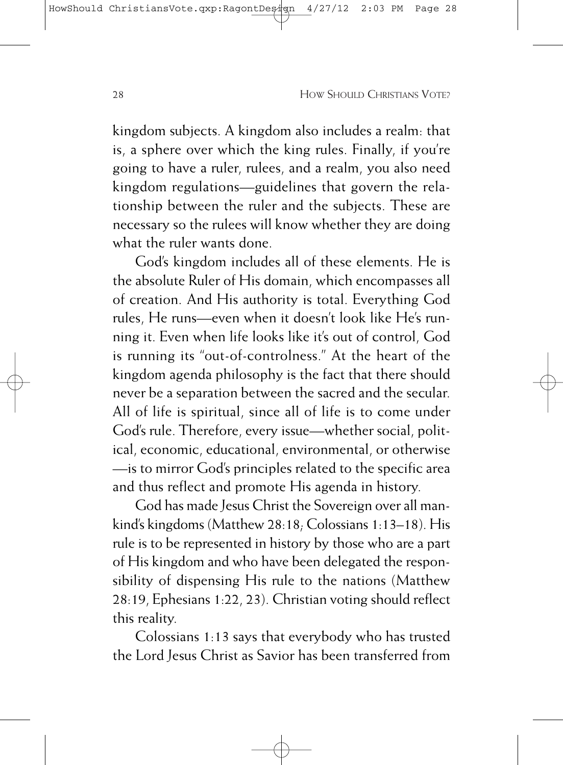kingdom subjects. A kingdom also includes a realm: that is, a sphere over which the king rules. Finally, if you're going to have a ruler, rulees, and a realm, you also need kingdom regulations—guidelines that govern the relationship between the ruler and the subjects. These are necessary so the rulees will know whether they are doing what the ruler wants done.

God's kingdom includes all of these elements. He is the absolute Ruler of His domain, which encompasses all of creation. And His authority is total. Everything God rules, He runs—even when it doesn't look like He's running it. Even when life looks like it's out of control, God is running its "out-of-controlness." At the heart of the kingdom agenda philosophy is the fact that there should never be a separation between the sacred and the secular. All of life is spiritual, since all of life is to come under God's rule. Therefore, every issue—whether social, political, economic, educational, environmental, or otherwise—is to mirror God's principles related to the specific area and thus reflect and promote His agenda in history.

God has made Jesus Christ the Sovereign over all mankind's kingdoms (Matthew 28:18; Colossians 1:13–18). His rule is to be represented in history by those who are a part of His kingdom and who have been delegated the responsibility of dispensing His rule to the nations (Matthew 28:19, Ephesians 1:22, 23). Christian voting should reflect this reality.

Colossians 1:13 says that everybody who has trusted the Lord Jesus Christ as Savior has been transferred from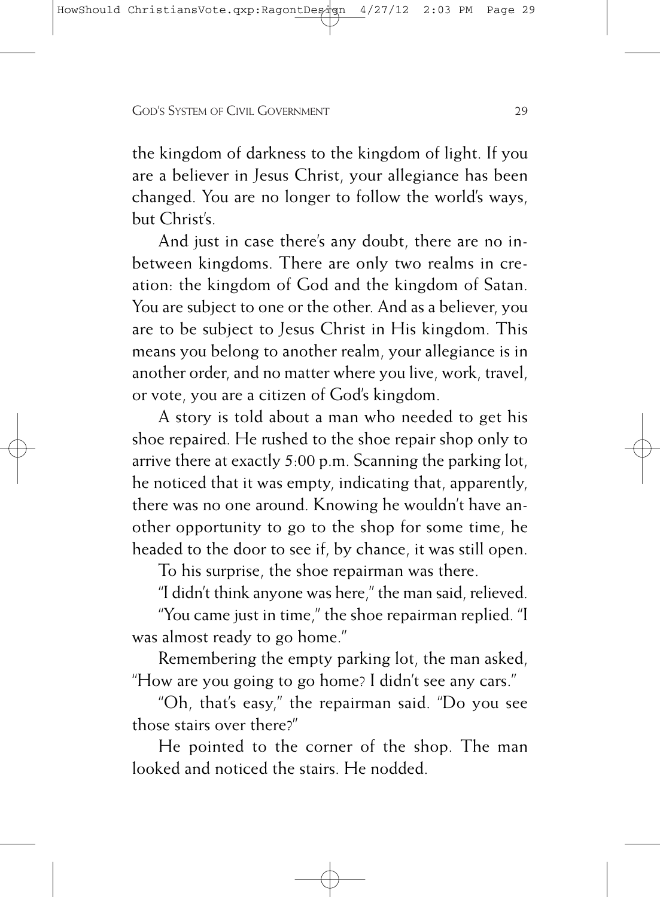the kingdom of darkness to the kingdom of light. If you are a believer in Jesus Christ, your allegiance has been changed. You are no longer to follow the world's ways, but Christ's.

And just in case there's any doubt, there are no in-between kingdoms. There are only two realms in creation: the kingdom of God and the kingdom of Satan. You are subject to one or the other. And as a believer, you are to be subject to Jesus Christ in His kingdom. This means you belong to another realm, your allegiance is in another order, and no matter where you live, work, travel, or vote, you are a citizen of God's kingdom.

A story is told about a man who needed to get his shoe repaired. He rushed to the shoe repair shop only to arrive there at exactly 5:00 p.m. Scanning the parking lot, he noticed that it was empty, indicating that, apparently, there was no one around. Knowing he wouldn't have another opportunity to go to the shop for some time, he headed to the door to see if, by chance, it was still open.

To his surprise, the shoe repairman was there.

"I didn't think anyone was here," the man said, relieved.

"You came just in time," the shoe repairman replied. "I was almost ready to go home."

Remembering the empty parking lot, the man asked, "How are you going to go home? I didn't see any cars."

"Oh, that's easy," the repairman said. "Do you see those stairs over there?"

He pointed to the corner of the shop. The man looked and noticed the stairs. He nodded.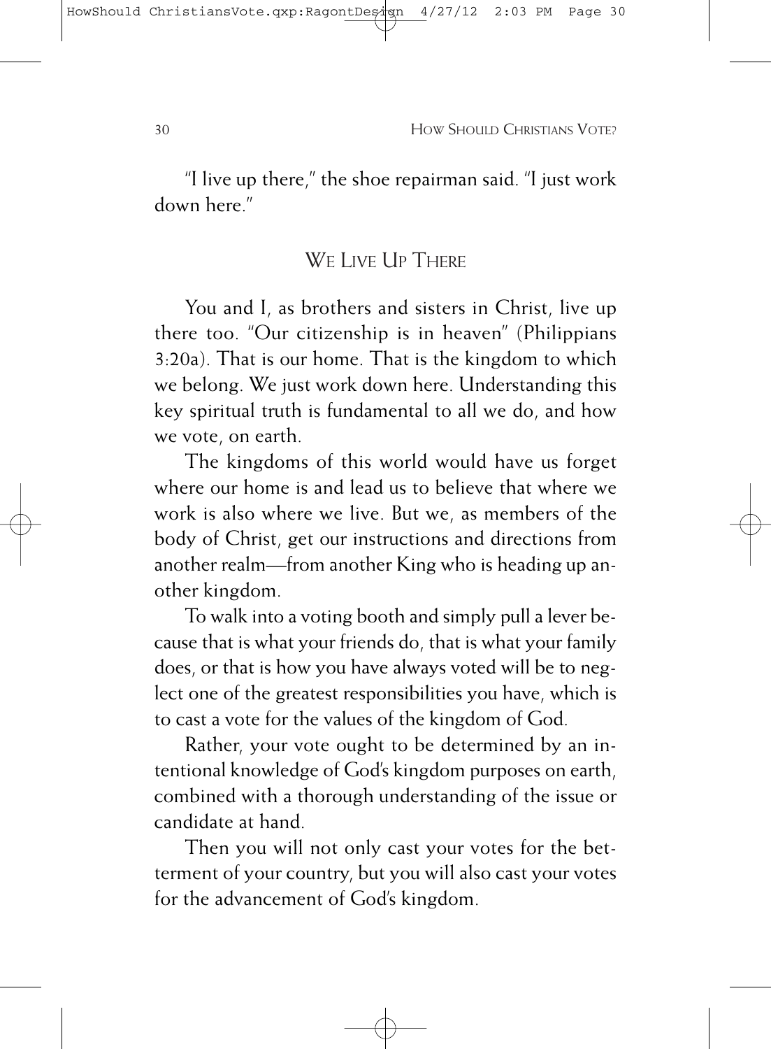"I live up there," the shoe repairman said. "I just work down here."

## We Live Up There

You and I, as brothers and sisters in Christ, live up there too. "Our citizenship is in heaven" (Philippians 3:20a). That is our home. That is the kingdom to which we belong. We just work down here. Understanding this key spiritual truth is fundamental to all we do, and how we vote, on earth.

The kingdoms of this world would have us forget where our home is and lead us to believe that where we work is also where we live. But we, as members of the body of Christ, get our instructions and directions from another realm—from another King who is heading up another kingdom.

To walk into a voting booth and simply pull a lever because that is what your friends do, that is what your family does, or that is how you have always voted will be to neglect one of the greatest responsibilities you have, which is to cast a vote for the values of the kingdom of God.

Rather, your vote ought to be determined by an intentional knowledge of God's kingdom purposes on earth, combined with a thorough understanding of the issue or candidate at hand.

Then you will not only cast your votes for the betterment of your country, but you will also cast your votes for the advancement of God's kingdom.